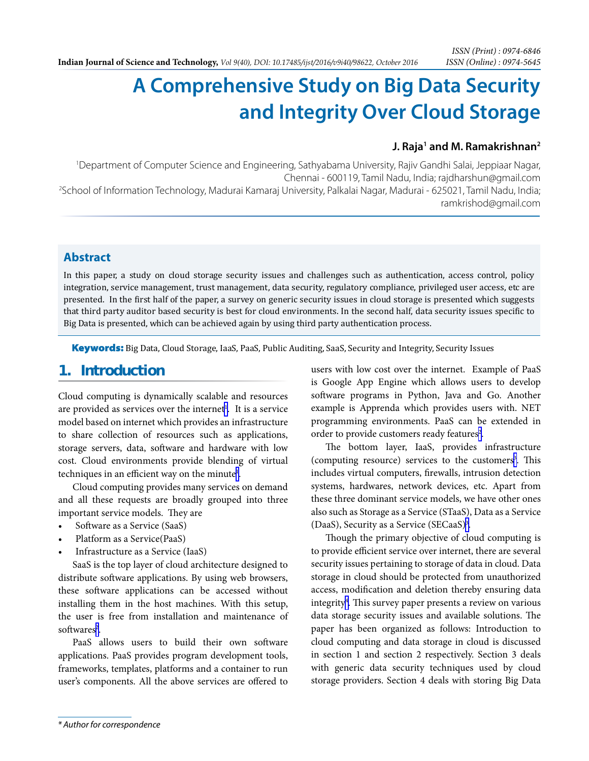# A Comprehensive Study on Big Data Security and Integrity Over Cloud Storage

**J. Raja[1] and M. Ramakrishnan[2]**

[1]Department of Computer Science and Engineering, Sathyabama University, Rajiv Gandhi Salai, Jeppiaar Nagar, Chennai - 600119, Tamil Nadu, India; rajdharshun@gmail.com

[2]School of Information Technology, Madurai Kamaraj University, Palkalai Nagar, Madurai - 625021, Tamil Nadu, India; ramkrishod@gmail.com

## Abstract

In this paper, a study on cloud storage security issues and challenges such as authentication, access control, policy integration, service management, trust management, data security, regulatory compliance, privileged user access, etc are presented. In the first half of the paper, a survey on generic security issues in cloud storage is presented which suggests that third party auditor based security is best for cloud environments. In the second half, data security issues specific to Big Data is presented, which can be achieved again by using third party authentication process.

**Keywords:** Big Data, Cloud Storage, IaaS, PaaS, Public Auditing, SaaS, Security and Integrity, Security Issues

## 1. Introduction

Cloud computing is dynamically scalable and resources are provided as services over the internet[1]. It is a service model based on internet which provides an infrastructure to share collection of resources such as applications, storage servers, data, software and hardware with low cost. Cloud environments provide blending of virtual techniques in an efficient way on the minute[1].

Cloud computing provides many services on demand and all these requests are broadly grouped into three important service models. They are

- Software as a Service (SaaS)
- Platform as a Service(PaaS)
- Infrastructure as a Service (IaaS)

SaaS is the top layer of cloud architecture designed to distribute software applications. By using web browsers, these software applications can be accessed without installing them in the host machines. With this setup, the user is free from installation and maintenance of softwares[2].

PaaS allows users to build their own software applications. PaaS provides program development tools, frameworks, templates, platforms and a container to run user's components. All the above services are offered to users with low cost over the internet. Example of PaaS is Google App Engine which allows users to develop software programs in Python, Java and Go. Another example is Apprenda which provides users with. NET programming environments. PaaS can be extended in order to provide customers ready features[2].

The bottom layer, IaaS, provides infrastructure (computing resource) services to the customers[3]. This includes virtual computers, firewalls, intrusion detection systems, hardwares, network devices, etc. Apart from these three dominant service models, we have other ones also such as Storage as a Service (STaaS), Data as a Service (DaaS), Security as a Service (SECaaS)[3].

Though the primary objective of cloud computing is to provide efficient service over internet, there are several security issues pertaining to storage of data in cloud. Data storage in cloud should be protected from unauthorized access, modification and deletion thereby ensuring data integrity[4]. This survey paper presents a review on various data storage security issues and available solutions. The paper has been organized as follows: Introduction to cloud computing and data storage in cloud is discussed in section 1 and section 2 respectively. Section 3 deals with generic data security techniques used by cloud storage providers. Section 4 deals with storing Big Data

*\* Author for correspondence*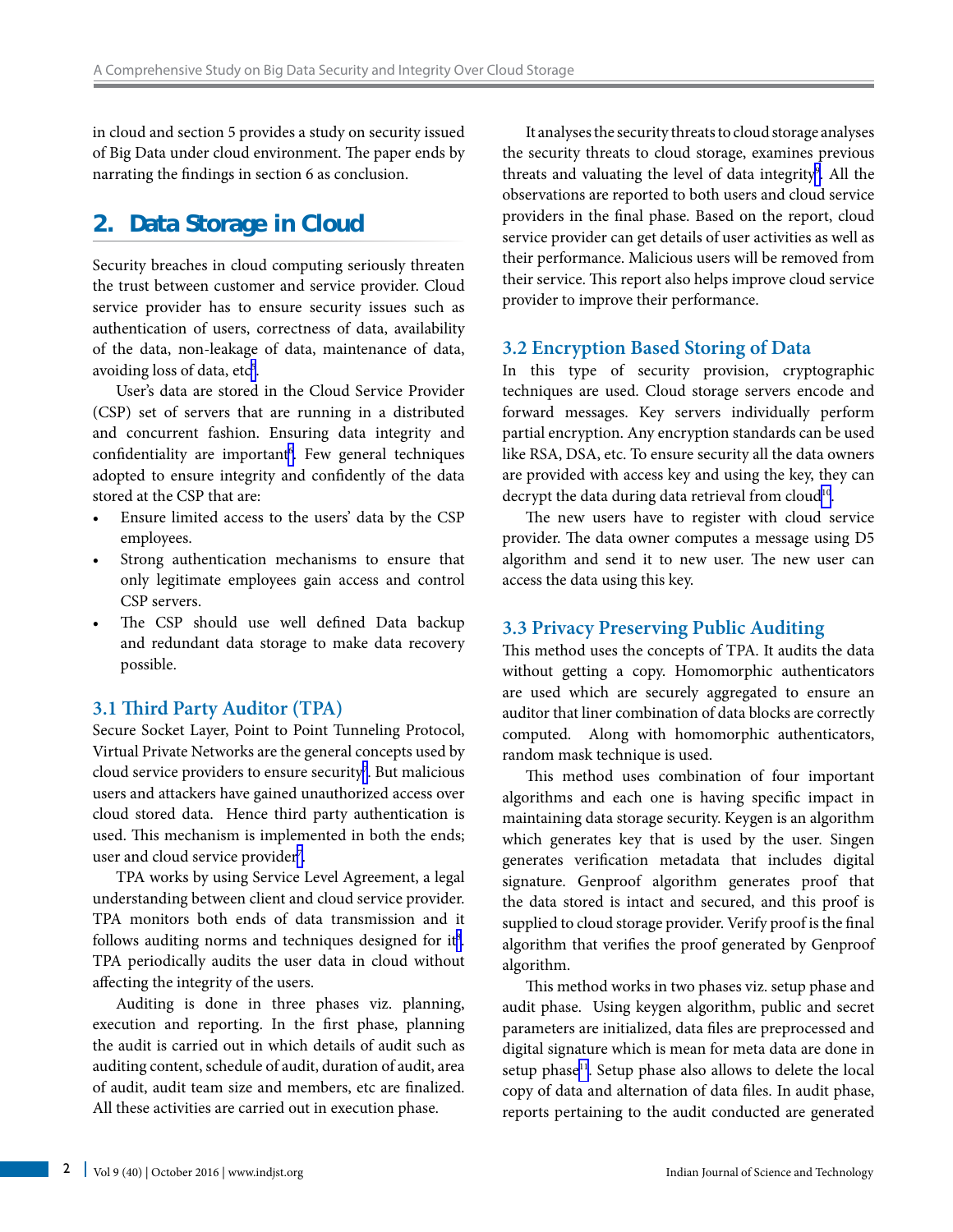in cloud and section 5 provides a study on security issued of Big Data under cloud environment. The paper ends by narrating the findings in section 6 as conclusion.

## 2. Data Storage in Cloud

Security breaches in cloud computing seriously threaten the trust between customer and service provider. Cloud service provider has to ensure security issues such as authentication of users, correctness of data, availability of the data, non-leakage of data, maintenance of data, avoiding loss of data, etc[4].

User's data are stored in the Cloud Service Provider (CSP) set of servers that are running in a distributed and concurrent fashion. Ensuring data integrity and confidentiality are important[5]. Few general techniques adopted to ensure integrity and confidently of the data stored at the CSP that are:

- Ensure limited access to the users' data by the CSP employees.
- Strong authentication mechanisms to ensure that only legitimate employees gain access and control CSP servers.
- The CSP should use well defined Data backup and redundant data storage to make data recovery possible.

### 3.1 Third Party Auditor (TPA)

Secure Socket Layer, Point to Point Tunneling Protocol, Virtual Private Networks are the general concepts used by cloud service providers to ensure security[6]. But malicious users and attackers have gained unauthorized access over cloud stored data. Hence third party authentication is used. This mechanism is implemented in both the ends; user and cloud service provider[7].

TPA works by using Service Level Agreement, a legal understanding between client and cloud service provider. TPA monitors both ends of data transmission and it follows auditing norms and techniques designed for it[8]. TPA periodically audits the user data in cloud without affecting the integrity of the users.

Auditing is done in three phases viz. planning, execution and reporting. In the first phase, planning the audit is carried out in which details of audit such as auditing content, schedule of audit, duration of audit, area of audit, audit team size and members, etc are finalized. All these activities are carried out in execution phase.

It analyses the security threats to cloud storage analyses the security threats to cloud storage, examines previous threats and valuating the level of data integrity[9]. All the observations are reported to both users and cloud service providers in the final phase. Based on the report, cloud service provider can get details of user activities as well as their performance. Malicious users will be removed from their service. This report also helps improve cloud service provider to improve their performance.

### 3.2 Encryption Based Storing of Data

In this type of security provision, cryptographic techniques are used. Cloud storage servers encode and forward messages. Key servers individually perform partial encryption. Any encryption standards can be used like RSA, DSA, etc. To ensure security all the data owners are provided with access key and using the key, they can decrypt the data during data retrieval from cloud[10].

The new users have to register with cloud service provider. The data owner computes a message using D5 algorithm and send it to new user. The new user can access the data using this key.

### 3.3 Privacy Preserving Public Auditing

This method uses the concepts of TPA. It audits the data without getting a copy. Homomorphic authenticators are used which are securely aggregated to ensure an auditor that liner combination of data blocks are correctly computed. Along with homomorphic authenticators, random mask technique is used.

This method uses combination of four important algorithms and each one is having specific impact in maintaining data storage security. Keygen is an algorithm which generates key that is used by the user. Singen generates verification metadata that includes digital signature. Genproof algorithm generates proof that the data stored is intact and secured, and this proof is supplied to cloud storage provider. Verify proof is the final algorithm that verifies the proof generated by Genproof algorithm.

This method works in two phases viz. setup phase and audit phase. Using keygen algorithm, public and secret parameters are initialized, data files are preprocessed and digital signature which is mean for meta data are done in setup phase[11]. Setup phase also allows to delete the local copy of data and alternation of data files. In audit phase, reports pertaining to the audit conducted are generated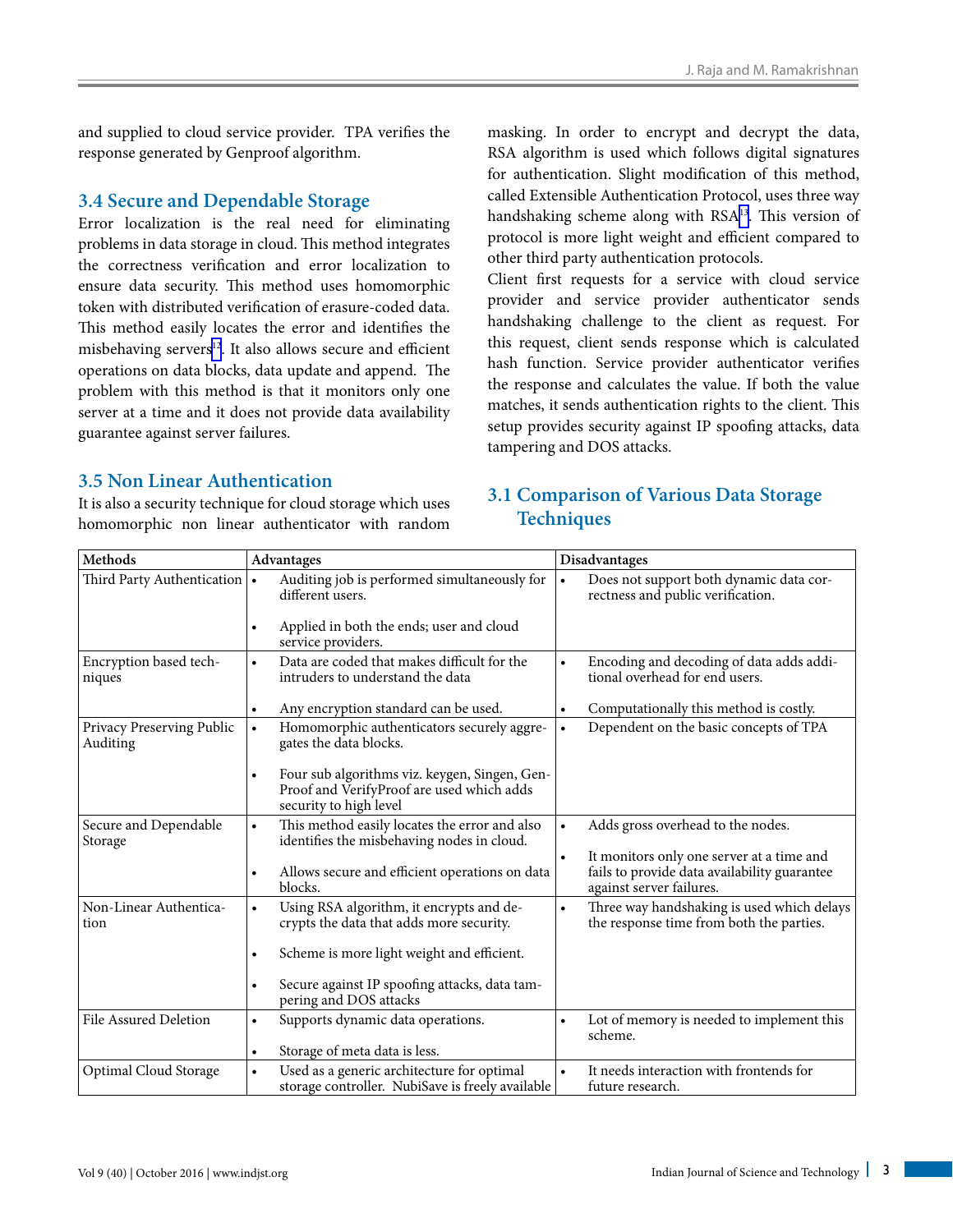and supplied to cloud service provider. TPA verifies the response generated by Genproof algorithm.

## 3.4 Secure and Dependable Storage

Error localization is the real need for eliminating problems in data storage in cloud. This method integrates the correctness verification and error localization to ensure data security. This method uses homomorphic token with distributed verification of erasure-coded data. This method easily locates the error and identifies the misbehaving servers[12]. It also allows secure and efficient operations on data blocks, data update and append. The problem with this method is that it monitors only one server at a time and it does not provide data availability guarantee against server failures.

## 3.5 Non Linear Authentication

It is also a security technique for cloud storage which uses homomorphic non linear authenticator with random masking. In order to encrypt and decrypt the data, RSA algorithm is used which follows digital signatures for authentication. Slight modification of this method, called Extensible Authentication Protocol, uses three way handshaking scheme along with RSA[13]. This version of protocol is more light weight and efficient compared to other third party authentication protocols.

Client first requests for a service with cloud service provider and service provider authenticator sends handshaking challenge to the client as request. For this request, client sends response which is calculated hash function. Service provider authenticator verifies the response and calculates the value. If both the value matches, it sends authentication rights to the client. This setup provides security against IP spoofing attacks, data tampering and DOS attacks.

## 3.1 Comparison of Various Data Storage Techniques

| Methods | Advantages | Disadvantages |
|---|---|---|
| Third Party Authentication | • Auditing job is performed simultaneously for different users.<br>• Applied in both the ends; user and cloud service providers. | • Does not support both dynamic data correctness and public verification. |
| Encryption based techniques | • Data are coded that makes difficult for the intruders to understand the data<br>• Any encryption standard can be used. | • Encoding and decoding of data adds additional overhead for end users.<br>• Computationally this method is costly. |
| Privacy Preserving Public Auditing | • Homomorphic authenticators securely aggregates the data blocks.<br>• Four sub algorithms viz. keygen, Singen, GenProof and VerifyProof are used which adds security to high level | • Dependent on the basic concepts of TPA |
| Secure and Dependable Storage | • This method easily locates the error and also identifies the misbehaving nodes in cloud.<br>• Allows secure and efficient operations on data blocks. | • Adds gross overhead to the nodes.<br>• It monitors only one server at a time and fails to provide data availability guarantee against server failures. |
| Non-Linear Authentication | • Using RSA algorithm, it encrypts and decrypts the data that adds more security.<br>• Scheme is more light weight and efficient.<br>• Secure against IP spoofing attacks, data tampering and DOS attacks | • Three way handshaking is used which delays the response time from both the parties. |
| File Assured Deletion | • Supports dynamic data operations.<br>• Storage of meta data is less. | • Lot of memory is needed to implement this scheme. |
| Optimal Cloud Storage | • Used as a generic architecture for optimal storage controller. NubiSave is freely available | • It needs interaction with frontends for future research. |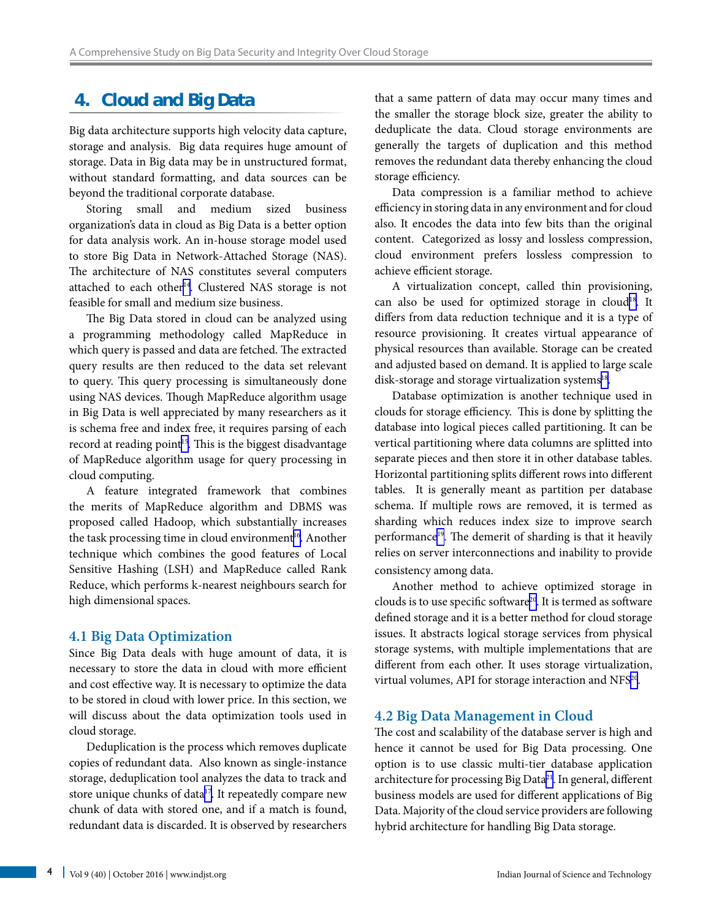## 4. Cloud and Big Data

Big data architecture supports high velocity data capture, storage and analysis. Big data requires huge amount of storage. Data in Big data may be in unstructured format, without standard formatting, and data sources can be beyond the traditional corporate database.

Storing small and medium sized business organization's data in cloud as Big Data is a better option for data analysis work. An in-house storage model used to store Big Data in Network-Attached Storage (NAS). The architecture of NAS constitutes several computers attached to each other[14]. Clustered NAS storage is not feasible for small and medium size business.

The Big Data stored in cloud can be analyzed using a programming methodology called MapReduce in which query is passed and data are fetched. The extracted query results are then reduced to the data set relevant to query. This query processing is simultaneously done using NAS devices. Though MapReduce algorithm usage in Big Data is well appreciated by many researchers as it is schema free and index free, it requires parsing of each record at reading point[15]. This is the biggest disadvantage of MapReduce algorithm usage for query processing in cloud computing.

A feature integrated framework that combines the merits of MapReduce algorithm and DBMS was proposed called Hadoop, which substantially increases the task processing time in cloud environment[16]. Another technique which combines the good features of Local Sensitive Hashing (LSH) and MapReduce called Rank Reduce, which performs k-nearest neighbours search for high dimensional spaces.

### 4.1 Big Data Optimization

Since Big Data deals with huge amount of data, it is necessary to store the data in cloud with more efficient and cost effective way. It is necessary to optimize the data to be stored in cloud with lower price. In this section, we will discuss about the data optimization tools used in cloud storage.

Deduplication is the process which removes duplicate copies of redundant data. Also known as single-instance storage, deduplication tool analyzes the data to track and store unique chunks of data[17]. It repeatedly compare new chunk of data with stored one, and if a match is found, redundant data is discarded. It is observed by researchers that a same pattern of data may occur many times and the smaller the storage block size, greater the ability to deduplicate the data. Cloud storage environments are generally the targets of duplication and this method removes the redundant data thereby enhancing the cloud storage efficiency.

Data compression is a familiar method to achieve efficiency in storing data in any environment and for cloud also. It encodes the data into few bits than the original content. Categorized as lossy and lossless compression, cloud environment prefers lossless compression to achieve efficient storage.

A virtualization concept, called thin provisioning, can also be used for optimized storage in cloud[18]. It differs from data reduction technique and it is a type of resource provisioning. It creates virtual appearance of physical resources than available. Storage can be created and adjusted based on demand. It is applied to large scale disk-storage and storage virtualization systems[18].

Database optimization is another technique used in clouds for storage efficiency. This is done by splitting the database into logical pieces called partitioning. It can be vertical partitioning where data columns are splitted into separate pieces and then store it in other database tables. Horizontal partitioning splits different rows into different tables. It is generally meant as partition per database schema. If multiple rows are removed, it is termed as sharding which reduces index size to improve search performance[19]. The demerit of sharding is that it heavily relies on server interconnections and inability to provide consistency among data.

Another method to achieve optimized storage in clouds is to use specific software[20]. It is termed as software defined storage and it is a better method for cloud storage issues. It abstracts logical storage services from physical storage systems, with multiple implementations that are different from each other. It uses storage virtualization, virtual volumes, API for storage interaction and NFS[20].

### 4.2 Big Data Management in Cloud

The cost and scalability of the database server is high and hence it cannot be used for Big Data processing. One option is to use classic multi-tier database application architecture for processing Big Data[21]. In general, different business models are used for different applications of Big Data. Majority of the cloud service providers are following hybrid architecture for handling Big Data storage.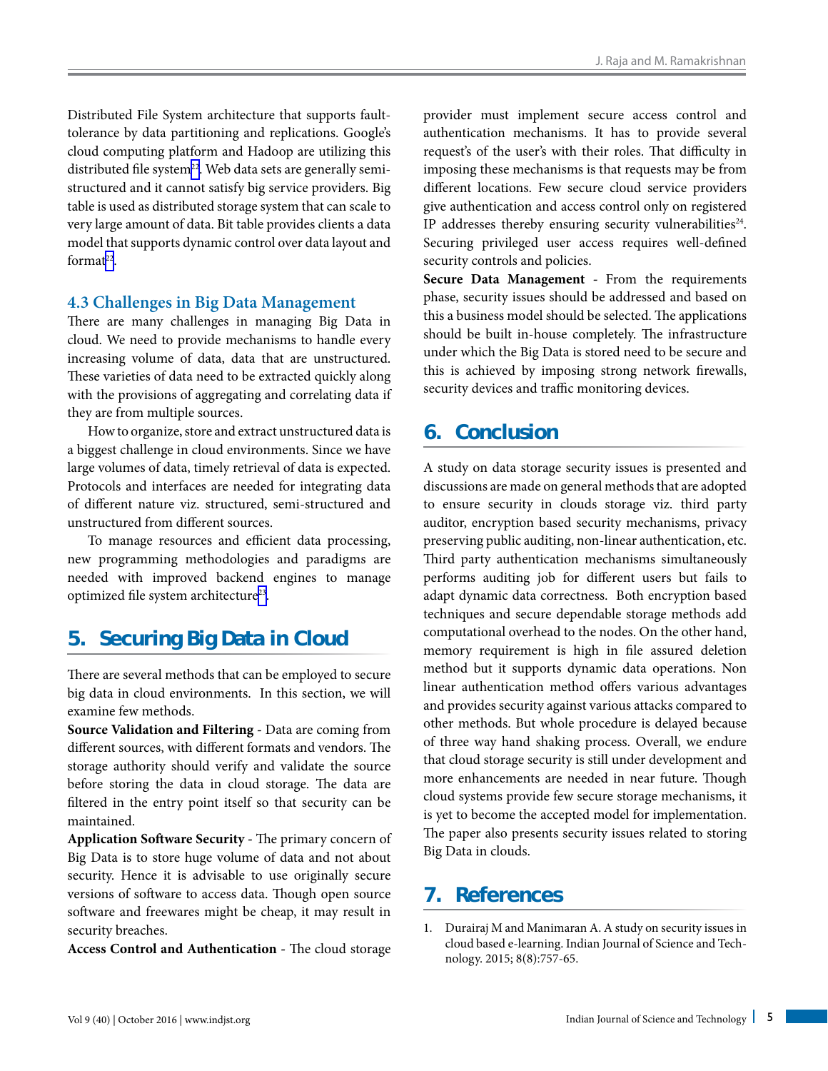Distributed File System architecture that supports fault-tolerance by data partitioning and replications. Google's cloud computing platform and Hadoop are utilizing this distributed file system[22]. Web data sets are generally semi-structured and it cannot satisfy big service providers. Big table is used as distributed storage system that can scale to very large amount of data. Bit table provides clients a data model that supports dynamic control over data layout and format[22].

### 4.3 Challenges in Big Data Management

There are many challenges in managing Big Data in cloud. We need to provide mechanisms to handle every increasing volume of data, data that are unstructured. These varieties of data need to be extracted quickly along with the provisions of aggregating and correlating data if they are from multiple sources.

How to organize, store and extract unstructured data is a biggest challenge in cloud environments. Since we have large volumes of data, timely retrieval of data is expected. Protocols and interfaces are needed for integrating data of different nature viz. structured, semi-structured and unstructured from different sources.

To manage resources and efficient data processing, new programming methodologies and paradigms are needed with improved backend engines to manage optimized file system architecture[23].

## 5. Securing Big Data in Cloud

There are several methods that can be employed to secure big data in cloud environments. In this section, we will examine few methods.

**Source Validation and Filtering** - Data are coming from different sources, with different formats and vendors. The storage authority should verify and validate the source before storing the data in cloud storage. The data are filtered in the entry point itself so that security can be maintained.

**Application Software Security** - The primary concern of Big Data is to store huge volume of data and not about security. Hence it is advisable to use originally secure versions of software to access data. Though open source software and freewares might be cheap, it may result in security breaches.

**Access Control and Authentication** - The cloud storage provider must implement secure access control and authentication mechanisms. It has to provide several request's of the user's with their roles. That difficulty in imposing these mechanisms is that requests may be from different locations. Few secure cloud service providers give authentication and access control only on registered IP addresses thereby ensuring security vulnerabilities[24]. Securing privileged user access requires well-defined security controls and policies.

**Secure Data Management** - From the requirements phase, security issues should be addressed and based on this a business model should be selected. The applications should be built in-house completely. The infrastructure under which the Big Data is stored need to be secure and this is achieved by imposing strong network firewalls, security devices and traffic monitoring devices.

## 6. Conclusion

A study on data storage security issues is presented and discussions are made on general methods that are adopted to ensure security in clouds storage viz. third party auditor, encryption based security mechanisms, privacy preserving public auditing, non-linear authentication, etc. Third party authentication mechanisms simultaneously performs auditing job for different users but fails to adapt dynamic data correctness. Both encryption based techniques and secure dependable storage methods add computational overhead to the nodes. On the other hand, memory requirement is high in file assured deletion method but it supports dynamic data operations. Non linear authentication method offers various advantages and provides security against various attacks compared to other methods. But whole procedure is delayed because of three way hand shaking process. Overall, we endure that cloud storage security is still under development and more enhancements are needed in near future. Though cloud systems provide few secure storage mechanisms, it is yet to become the accepted model for implementation. The paper also presents security issues related to storing Big Data in clouds.

## 7. References

1. Durairaj M and Manimaran A. A study on security issues in cloud based e-learning. Indian Journal of Science and Technology. 2015; 8(8):757-65.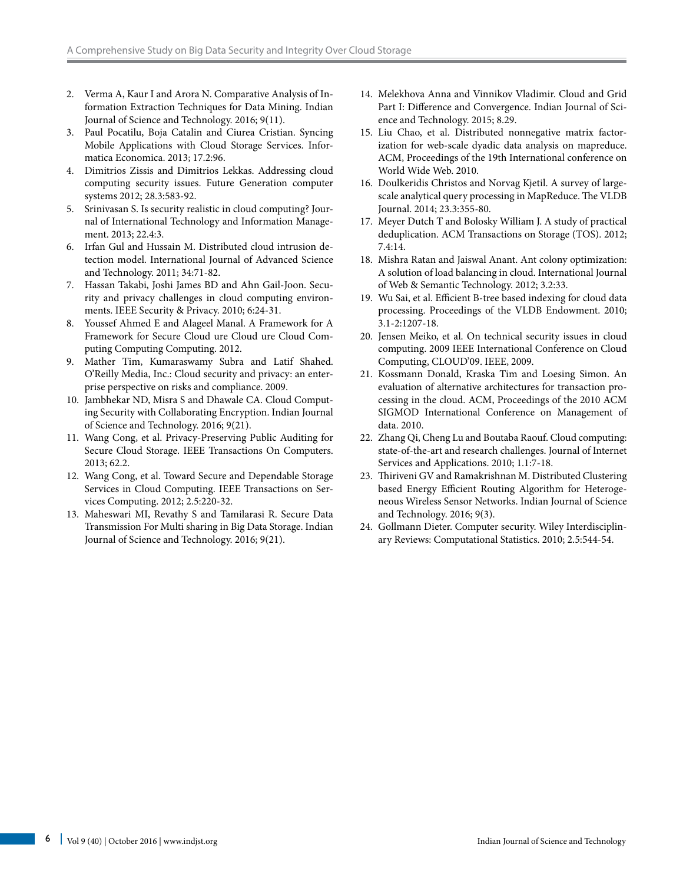2. Verma A, Kaur I and Arora N. Comparative Analysis of Information Extraction Techniques for Data Mining. Indian Journal of Science and Technology. 2016; 9(11).
3. Paul Pocatilu, Boja Catalin and Ciurea Cristian. Syncing Mobile Applications with Cloud Storage Services. Informatica Economica. 2013; 17.2:96.
4. Dimitrios Zissis and Dimitrios Lekkas. Addressing cloud computing security issues. Future Generation computer systems 2012; 28.3:583-92.
5. Srinivasan S. Is security realistic in cloud computing? Journal of International Technology and Information Management. 2013; 22.4:3.
6. Irfan Gul and Hussain M. Distributed cloud intrusion detection model. International Journal of Advanced Science and Technology. 2011; 34:71-82.
7. Hassan Takabi, Joshi James BD and Ahn Gail-Joon. Security and privacy challenges in cloud computing environments. IEEE Security & Privacy. 2010; 6:24-31.
8. Youssef Ahmed E and Alageel Manal. A Framework for A Framework for Secure Cloud ure Cloud ure Cloud Computing Computing Computing. 2012.
9. Mather Tim, Kumaraswamy Subra and Latif Shahed. O'Reilly Media, Inc.: Cloud security and privacy: an enterprise perspective on risks and compliance. 2009.
10. Jambhekar ND, Misra S and Dhawale CA. Cloud Computing Security with Collaborating Encryption. Indian Journal of Science and Technology. 2016; 9(21).
11. Wang Cong, et al. Privacy-Preserving Public Auditing for Secure Cloud Storage. IEEE Transactions On Computers. 2013; 62.2.
12. Wang Cong, et al. Toward Secure and Dependable Storage Services in Cloud Computing. IEEE Transactions on Services Computing. 2012; 2.5:220-32.
13. Maheswari MI, Revathy S and Tamilarasi R. Secure Data Transmission For Multi sharing in Big Data Storage. Indian Journal of Science and Technology. 2016; 9(21).
14. Melekhova Anna and Vinnikov Vladimir. Cloud and Grid Part I: Difference and Convergence. Indian Journal of Science and Technology. 2015; 8.29.
15. Liu Chao, et al. Distributed nonnegative matrix factorization for web-scale dyadic data analysis on mapreduce. ACM, Proceedings of the 19th International conference on World Wide Web. 2010.
16. Doulkeridis Christos and Norvag Kjetil. A survey of large-scale analytical query processing in MapReduce. The VLDB Journal. 2014; 23.3:355-80.
17. Meyer Dutch T and Bolosky William J. A study of practical deduplication. ACM Transactions on Storage (TOS). 2012; 7.4:14.
18. Mishra Ratan and Jaiswal Anant. Ant colony optimization: A solution of load balancing in cloud. International Journal of Web & Semantic Technology. 2012; 3.2:33.
19. Wu Sai, et al. Efficient B-tree based indexing for cloud data processing. Proceedings of the VLDB Endowment. 2010; 3.1-2:1207-18.
20. Jensen Meiko, et al. On technical security issues in cloud computing. 2009 IEEE International Conference on Cloud Computing, CLOUD'09. IEEE, 2009.
21. Kossmann Donald, Kraska Tim and Loesing Simon. An evaluation of alternative architectures for transaction processing in the cloud. ACM, Proceedings of the 2010 ACM SIGMOD International Conference on Management of data. 2010.
22. Zhang Qi, Cheng Lu and Boutaba Raouf. Cloud computing: state-of-the-art and research challenges. Journal of Internet Services and Applications. 2010; 1.1:7-18.
23. Thiriveni GV and Ramakrishnan M. Distributed Clustering based Energy Efficient Routing Algorithm for Heterogeneous Wireless Sensor Networks. Indian Journal of Science and Technology. 2016; 9(3).
24. Gollmann Dieter. Computer security. Wiley Interdisciplinary Reviews: Computational Statistics. 2010; 2.5:544-54.